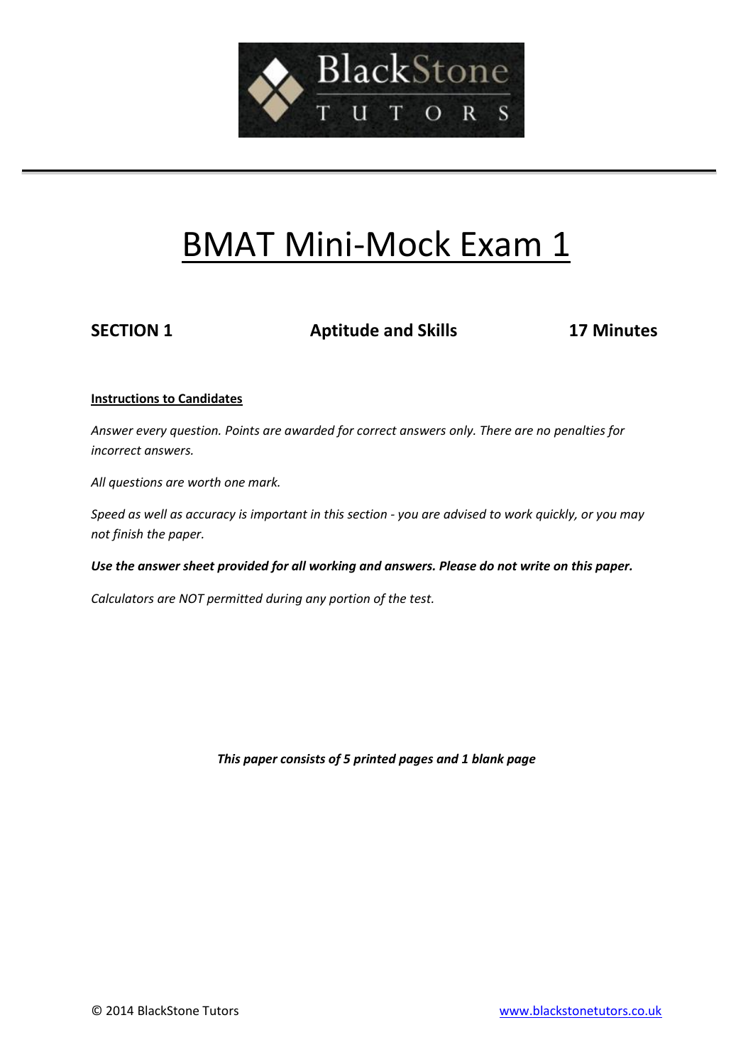BlackStone

TUTORS

# BMAT Mini-Mock Exam 1

**SECTION 1** **Aptitude and Skills** **17 Minutes**

**Instructions to Candidates**

*Answer every question. Points are awarded for correct answers only. There are no penalties for incorrect answers.*

*All questions are worth one mark.*

*Speed as well as accuracy is important in this section - you are advised to work quickly, or you may not finish the paper.*

***Use the answer sheet provided for all working and answers. Please do not write on this paper.***

*Calculators are NOT permitted during any portion of the test.*

***This paper consists of 5 printed pages and 1 blank page***

© 2014 BlackStone Tutors www.blackstonetutors.co.uk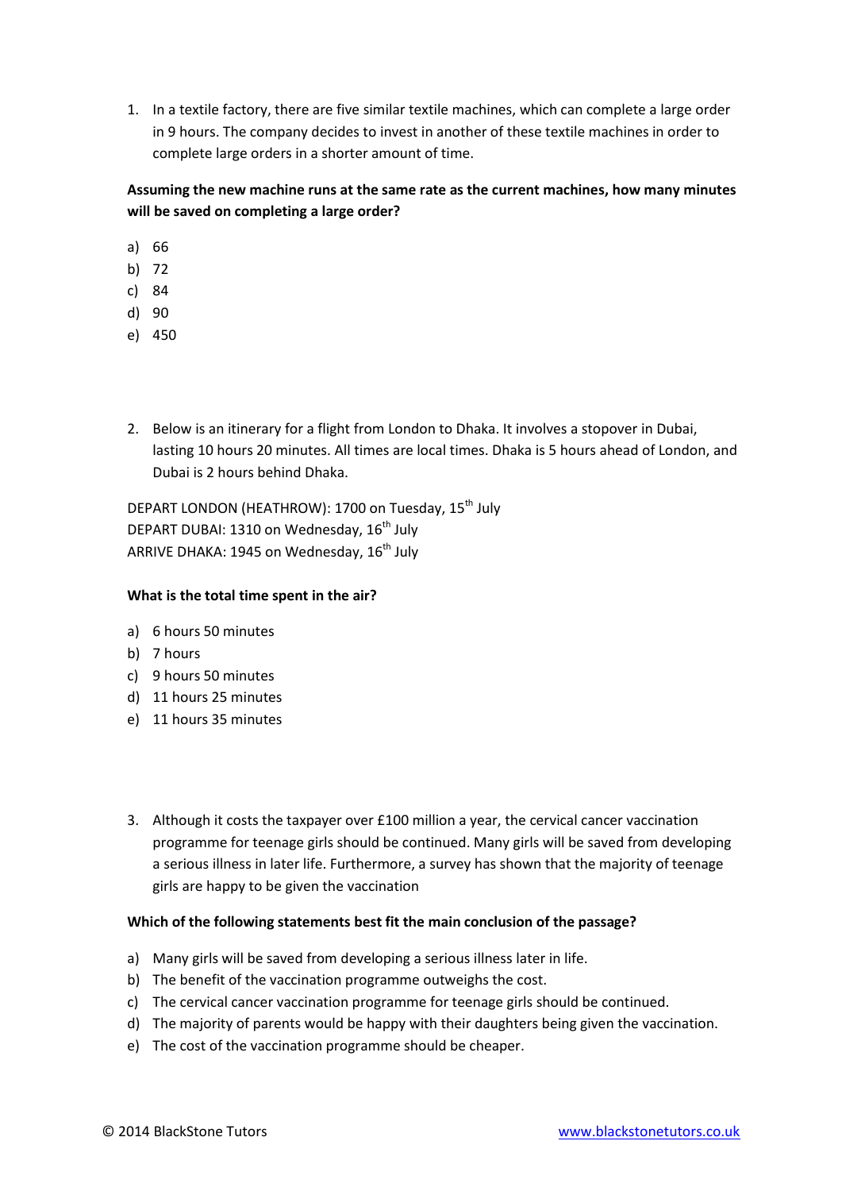1. In a textile factory, there are five similar textile machines, which can complete a large order in 9 hours. The company decides to invest in another of these textile machines in order to complete large orders in a shorter amount of time.

**Assuming the new machine runs at the same rate as the current machines, how many minutes will be saved on completing a large order?**

a) 66
b) 72
c) 84
d) 90
e) 450

2. Below is an itinerary for a flight from London to Dhaka. It involves a stopover in Dubai, lasting 10 hours 20 minutes. All times are local times. Dhaka is 5 hours ahead of London, and Dubai is 2 hours behind Dhaka.

DEPART LONDON (HEATHROW): 1700 on Tuesday, 15th July
DEPART DUBAI: 1310 on Wednesday, 16th July
ARRIVE DHAKA: 1945 on Wednesday, 16th July

**What is the total time spent in the air?**

a) 6 hours 50 minutes
b) 7 hours
c) 9 hours 50 minutes
d) 11 hours 25 minutes
e) 11 hours 35 minutes

3. Although it costs the taxpayer over £100 million a year, the cervical cancer vaccination programme for teenage girls should be continued. Many girls will be saved from developing a serious illness in later life. Furthermore, a survey has shown that the majority of teenage girls are happy to be given the vaccination

**Which of the following statements best fit the main conclusion of the passage?**

a) Many girls will be saved from developing a serious illness later in life.
b) The benefit of the vaccination programme outweighs the cost.
c) The cervical cancer vaccination programme for teenage girls should be continued.
d) The majority of parents would be happy with their daughters being given the vaccination.
e) The cost of the vaccination programme should be cheaper.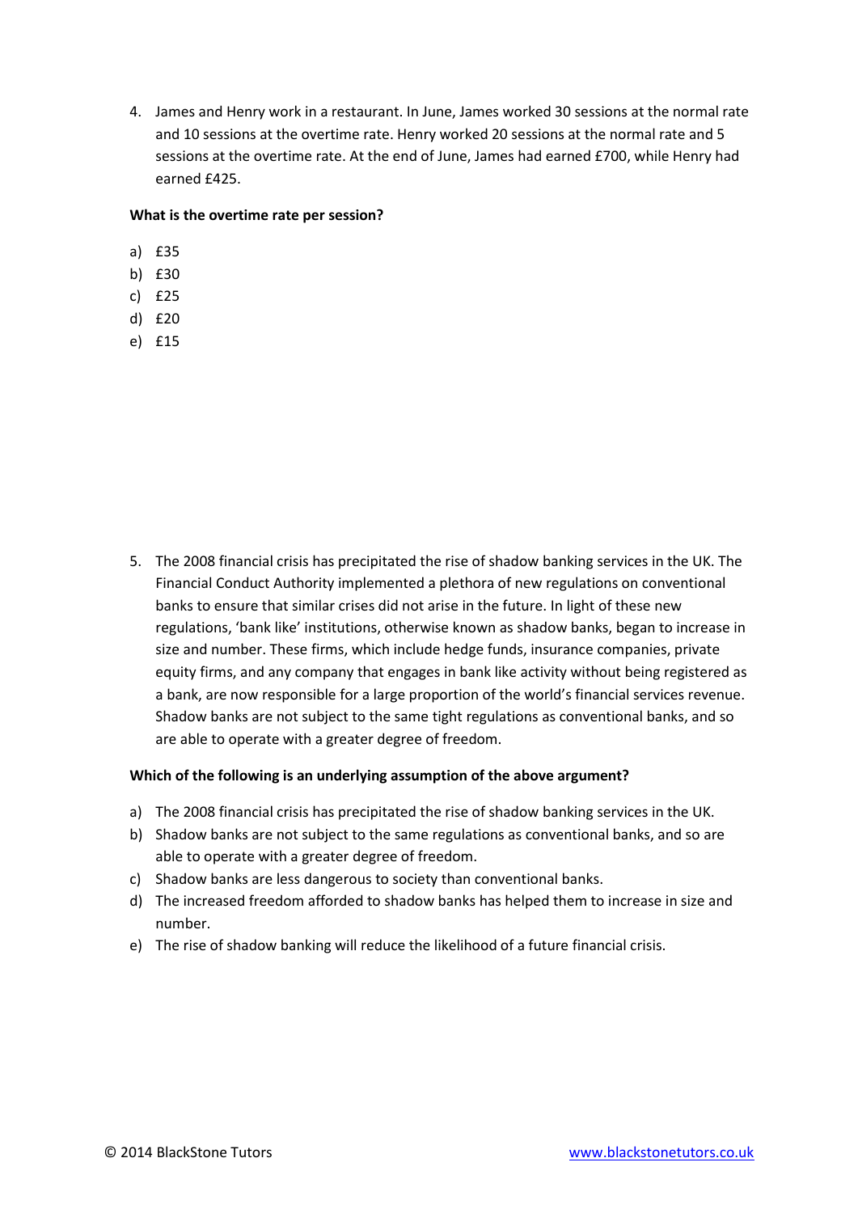4. James and Henry work in a restaurant. In June, James worked 30 sessions at the normal rate and 10 sessions at the overtime rate. Henry worked 20 sessions at the normal rate and 5 sessions at the overtime rate. At the end of June, James had earned £700, while Henry had earned £425.

**What is the overtime rate per session?**

a) £35
b) £30
c) £25
d) £20
e) £15

5. The 2008 financial crisis has precipitated the rise of shadow banking services in the UK. The Financial Conduct Authority implemented a plethora of new regulations on conventional banks to ensure that similar crises did not arise in the future. In light of these new regulations, 'bank like' institutions, otherwise known as shadow banks, began to increase in size and number. These firms, which include hedge funds, insurance companies, private equity firms, and any company that engages in bank like activity without being registered as a bank, are now responsible for a large proportion of the world's financial services revenue. Shadow banks are not subject to the same tight regulations as conventional banks, and so are able to operate with a greater degree of freedom.

**Which of the following is an underlying assumption of the above argument?**

a) The 2008 financial crisis has precipitated the rise of shadow banking services in the UK.
b) Shadow banks are not subject to the same regulations as conventional banks, and so are able to operate with a greater degree of freedom.
c) Shadow banks are less dangerous to society than conventional banks.
d) The increased freedom afforded to shadow banks has helped them to increase in size and number.
e) The rise of shadow banking will reduce the likelihood of a future financial crisis.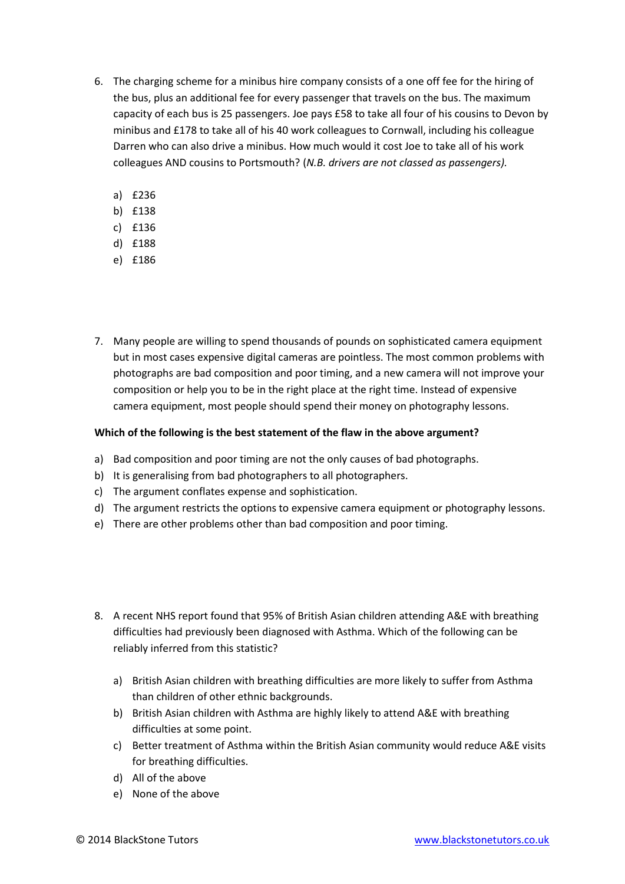6. The charging scheme for a minibus hire company consists of a one off fee for the hiring of the bus, plus an additional fee for every passenger that travels on the bus. The maximum capacity of each bus is 25 passengers. Joe pays £58 to take all four of his cousins to Devon by minibus and £178 to take all of his 40 work colleagues to Cornwall, including his colleague Darren who can also drive a minibus. How much would it cost Joe to take all of his work colleagues AND cousins to Portsmouth? (*N.B. drivers are not classed as passengers).*

   a) £236
   b) £138
   c) £136
   d) £188
   e) £186

7. Many people are willing to spend thousands of pounds on sophisticated camera equipment but in most cases expensive digital cameras are pointless. The most common problems with photographs are bad composition and poor timing, and a new camera will not improve your composition or help you to be in the right place at the right time. Instead of expensive camera equipment, most people should spend their money on photography lessons.

**Which of the following is the best statement of the flaw in the above argument?**

a) Bad composition and poor timing are not the only causes of bad photographs.
b) It is generalising from bad photographers to all photographers.
c) The argument conflates expense and sophistication.
d) The argument restricts the options to expensive camera equipment or photography lessons.
e) There are other problems other than bad composition and poor timing.

8. A recent NHS report found that 95% of British Asian children attending A&E with breathing difficulties had previously been diagnosed with Asthma. Which of the following can be reliably inferred from this statistic?

   a) British Asian children with breathing difficulties are more likely to suffer from Asthma than children of other ethnic backgrounds.
   b) British Asian children with Asthma are highly likely to attend A&E with breathing difficulties at some point.
   c) Better treatment of Asthma within the British Asian community would reduce A&E visits for breathing difficulties.
   d) All of the above
   e) None of the above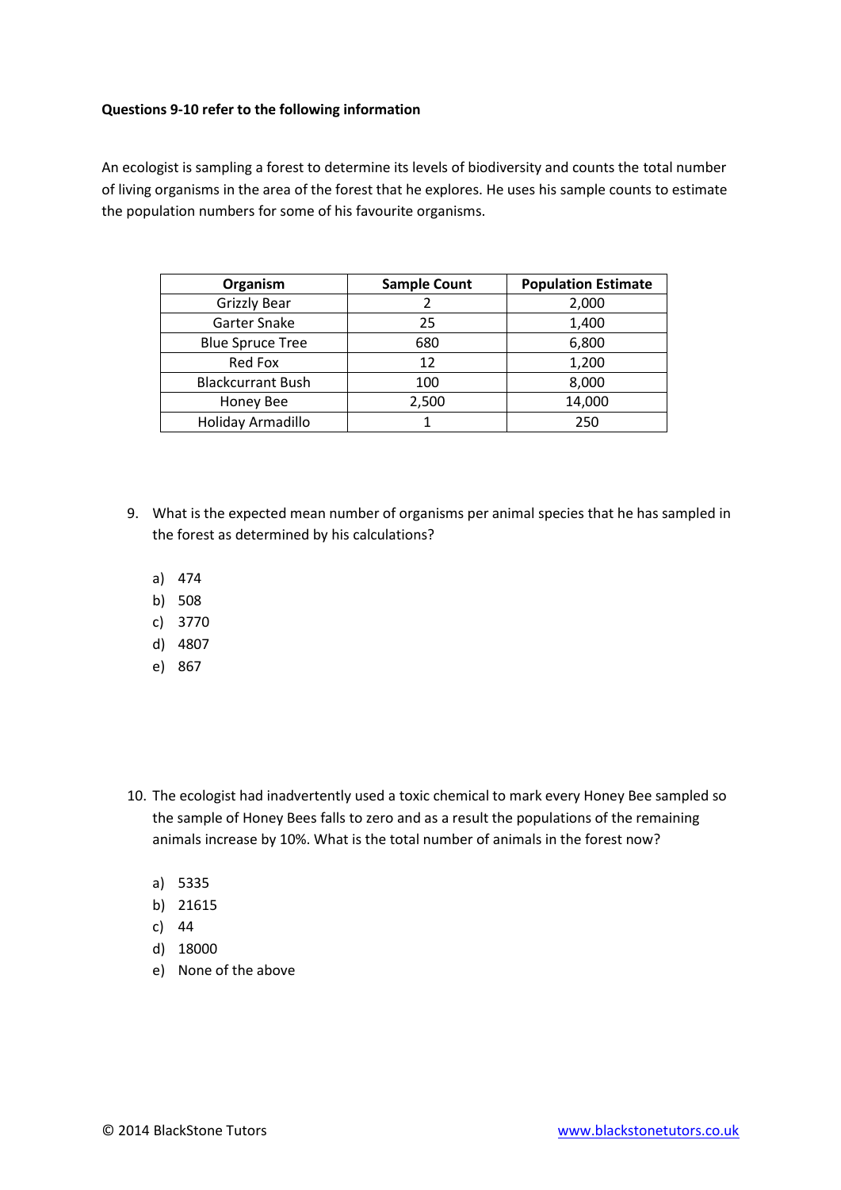**Questions 9-10 refer to the following information**

An ecologist is sampling a forest to determine its levels of biodiversity and counts the total number of living organisms in the area of the forest that he explores. He uses his sample counts to estimate the population numbers for some of his favourite organisms.

| Organism | Sample Count | Population Estimate |
|---|---|---|
| Grizzly Bear | 2 | 2,000 |
| Garter Snake | 25 | 1,400 |
| Blue Spruce Tree | 680 | 6,800 |
| Red Fox | 12 | 1,200 |
| Blackcurrant Bush | 100 | 8,000 |
| Honey Bee | 2,500 | 14,000 |
| Holiday Armadillo | 1 | 250 |

9. What is the expected mean number of organisms per animal species that he has sampled in the forest as determined by his calculations?

   a) 474
   b) 508
   c) 3770
   d) 4807
   e) 867

10. The ecologist had inadvertently used a toxic chemical to mark every Honey Bee sampled so the sample of Honey Bees falls to zero and as a result the populations of the remaining animals increase by 10%. What is the total number of animals in the forest now?

    a) 5335
    b) 21615
    c) 44
    d) 18000
    e) None of the above